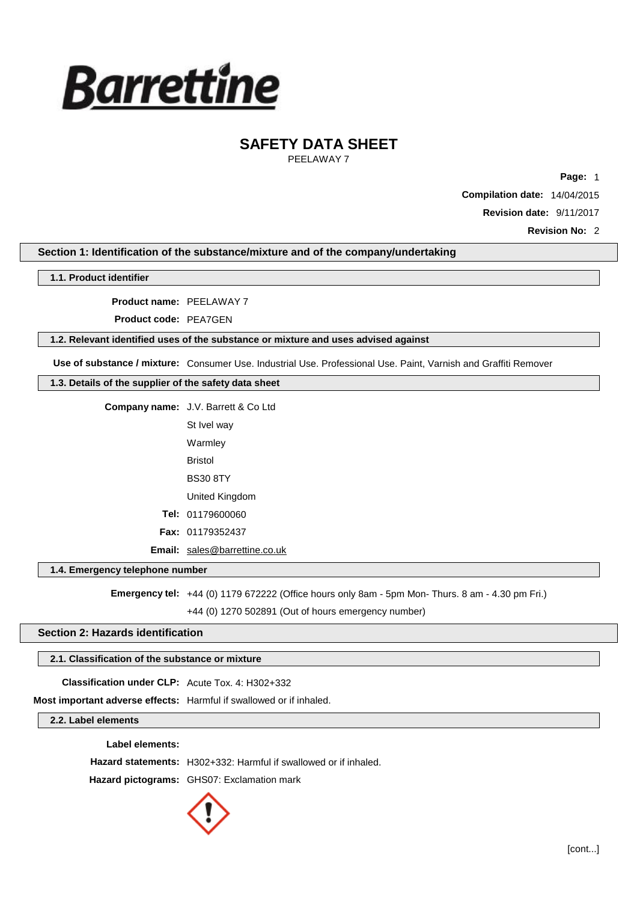Barrettine

# SAFETY DATA SHEET

PEELAWAY 7

**Compilation date:** 14/04/2015

**Revision date:** 9/11/2017

**Revision No:** 2

## Section 1: Identification of the substance/mixture and of the company/undertaking

### 1.1. Product identifier

**Product name:** PEELAWAY 7

**Product code:** PEA7GEN

### 1.2. Relevant identified uses of the substance or mixture and uses advised against

**Use of substance / mixture:** Consumer Use. Industrial Use. Professional Use. Paint, Varnish and Graffiti Remover

### 1.3. Details of the supplier of the safety data sheet

**Company name:** J.V. Barrett & Co Ltd

St Ivel way

Warmley

Bristol

BS30 8TY

United Kingdom

**Tel:** 01179600060

**Fax:** 01179352437

**Email:** sales@barrettine.co.uk

### 1.4. Emergency telephone number

**Emergency tel:** +44 (0) 1179 672222 (Office hours only 8am - 5pm Mon- Thurs. 8 am - 4.30 pm Fri.)

+44 (0) 1270 502891 (Out of hours emergency number)

## Section 2: Hazards identification

### 2.1. Classification of the substance or mixture

**Classification under CLP:** Acute Tox. 4: H302+332

**Most important adverse effects:** Harmful if swallowed or if inhaled.

### 2.2. Label elements

**Label elements:**

**Hazard statements:** H302+332: Harmful if swallowed or if inhaled.

**Hazard pictograms:** GHS07: Exclamation mark

[cont...]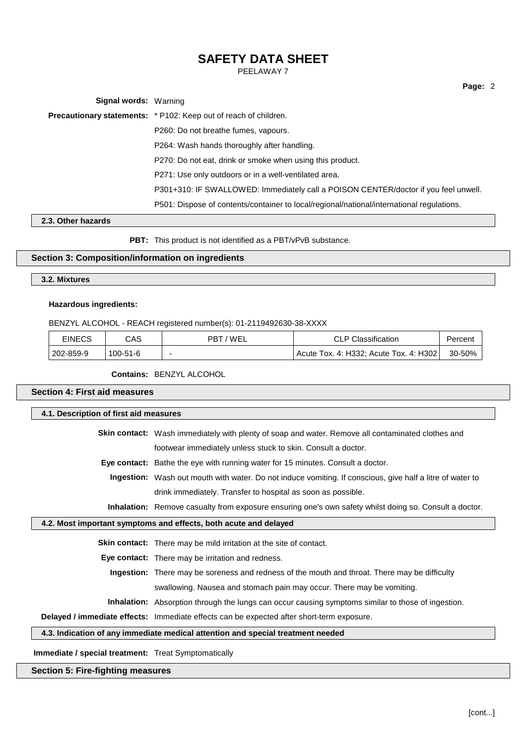**Signal words:** Warning

**Precautionary statements:** * P102: Keep out of reach of children.

P260: Do not breathe fumes, vapours.

P264: Wash hands thoroughly after handling.

P270: Do not eat, drink or smoke when using this product.

P271: Use only outdoors or in a well-ventilated area.

P301+310: IF SWALLOWED: Immediately call a POISON CENTER/doctor if you feel unwell.

P501: Dispose of contents/container to local/regional/national/international regulations.

### 2.3. Other hazards

**PBT:** This product is not identified as a PBT/vPvB substance.

## Section 3: Composition/information on ingredients

### 3.2. Mixtures

**Hazardous ingredients:**

BENZYL ALCOHOL - REACH registered number(s): 01-2119492630-38-XXXX

| EINECS | CAS | PBT / WEL | CLP Classification | Percent |
|---|---|---|---|---|
| 202-859-9 | 100-51-6 | - | Acute Tox. 4: H332; Acute Tox. 4: H302 | 30-50% |

**Contains:** BENZYL ALCOHOL

## Section 4: First aid measures

### 4.1. Description of first aid measures

**Skin contact:** Wash immediately with plenty of soap and water. Remove all contaminated clothes and footwear immediately unless stuck to skin. Consult a doctor.

**Eye contact:** Bathe the eye with running water for 15 minutes. Consult a doctor.

**Ingestion:** Wash out mouth with water. Do not induce vomiting. If conscious, give half a litre of water to drink immediately. Transfer to hospital as soon as possible.

**Inhalation:** Remove casualty from exposure ensuring one's own safety whilst doing so. Consult a doctor.

### 4.2. Most important symptoms and effects, both acute and delayed

**Skin contact:** There may be mild irritation at the site of contact.

**Eye contact:** There may be irritation and redness.

**Ingestion:** There may be soreness and redness of the mouth and throat. There may be difficulty swallowing. Nausea and stomach pain may occur. There may be vomiting.

**Inhalation:** Absorption through the lungs can occur causing symptoms similar to those of ingestion.

**Delayed / immediate effects:** Immediate effects can be expected after short-term exposure.

### 4.3. Indication of any immediate medical attention and special treatment needed

**Immediate / special treatment:** Treat Symptomatically

## Section 5: Fire-fighting measures

[cont...]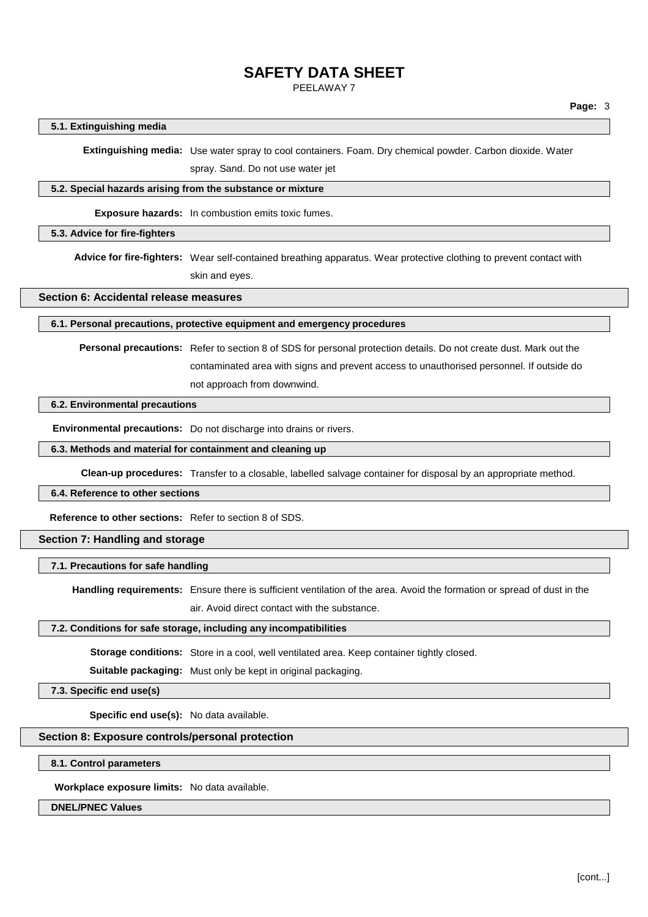### 5.1. Extinguishing media

**Extinguishing media:** Use water spray to cool containers. Foam. Dry chemical powder. Carbon dioxide. Water spray. Sand. Do not use water jet

### 5.2. Special hazards arising from the substance or mixture

**Exposure hazards:** In combustion emits toxic fumes.

### 5.3. Advice for fire-fighters

**Advice for fire-fighters:** Wear self-contained breathing apparatus. Wear protective clothing to prevent contact with skin and eyes.

## Section 6: Accidental release measures

### 6.1. Personal precautions, protective equipment and emergency procedures

**Personal precautions:** Refer to section 8 of SDS for personal protection details. Do not create dust. Mark out the contaminated area with signs and prevent access to unauthorised personnel. If outside do not approach from downwind.

### 6.2. Environmental precautions

**Environmental precautions:** Do not discharge into drains or rivers.

### 6.3. Methods and material for containment and cleaning up

**Clean-up procedures:** Transfer to a closable, labelled salvage container for disposal by an appropriate method.

### 6.4. Reference to other sections

**Reference to other sections:** Refer to section 8 of SDS.

## Section 7: Handling and storage

### 7.1. Precautions for safe handling

**Handling requirements:** Ensure there is sufficient ventilation of the area. Avoid the formation or spread of dust in the air. Avoid direct contact with the substance.

### 7.2. Conditions for safe storage, including any incompatibilities

**Storage conditions:** Store in a cool, well ventilated area. Keep container tightly closed.

**Suitable packaging:** Must only be kept in original packaging.

### 7.3. Specific end use(s)

**Specific end use(s):** No data available.

## Section 8: Exposure controls/personal protection

### 8.1. Control parameters

**Workplace exposure limits:** No data available.

**DNEL/PNEC Values**

[cont...]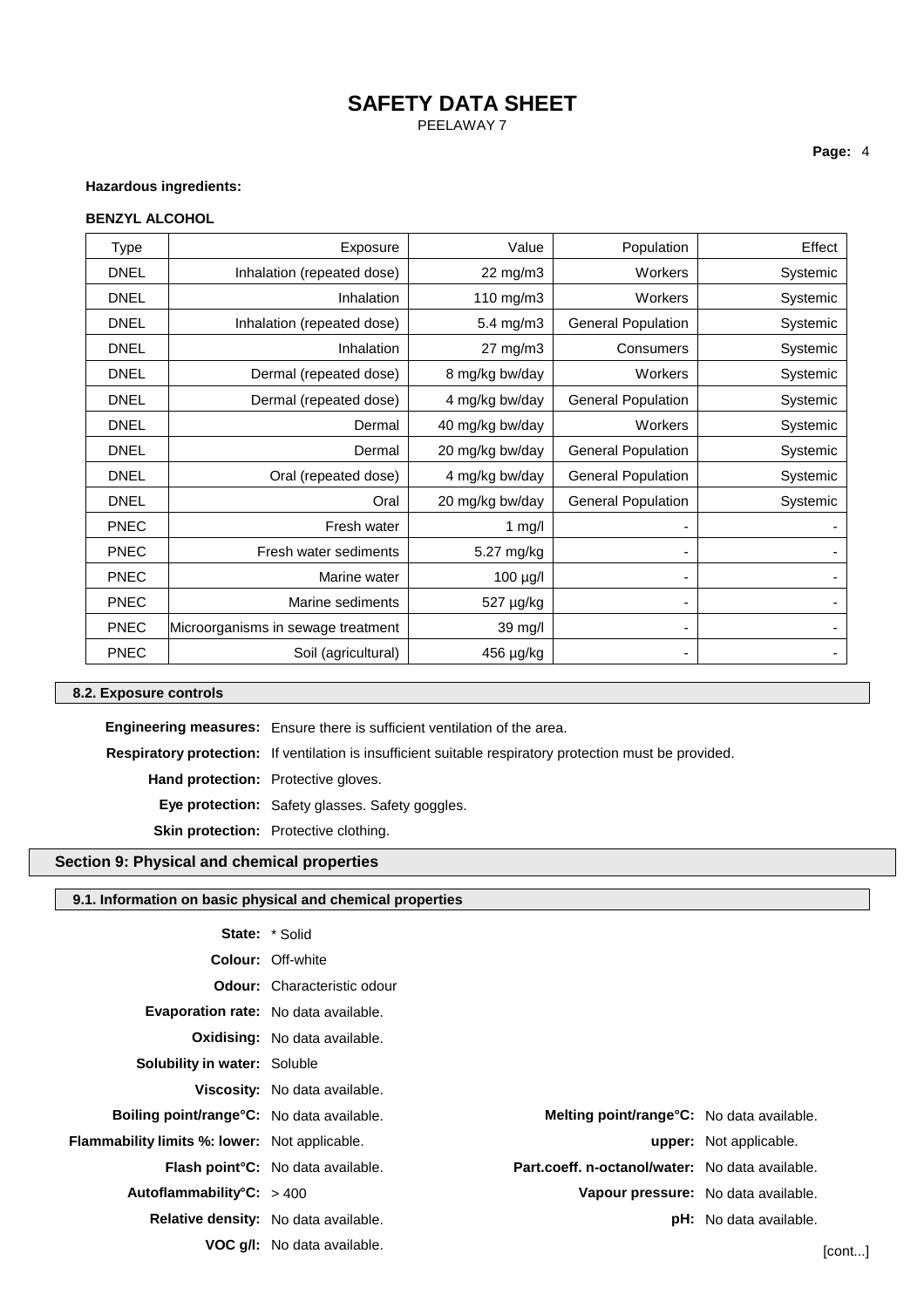**Hazardous ingredients:**

**BENZYL ALCOHOL**

| Type | Exposure | Value | Population | Effect |
|---|---|---|---|---|
| DNEL | Inhalation (repeated dose) | 22 mg/m3 | Workers | Systemic |
| DNEL | Inhalation | 110 mg/m3 | Workers | Systemic |
| DNEL | Inhalation (repeated dose) | 5.4 mg/m3 | General Population | Systemic |
| DNEL | Inhalation | 27 mg/m3 | Consumers | Systemic |
| DNEL | Dermal (repeated dose) | 8 mg/kg bw/day | Workers | Systemic |
| DNEL | Dermal (repeated dose) | 4 mg/kg bw/day | General Population | Systemic |
| DNEL | Dermal | 40 mg/kg bw/day | Workers | Systemic |
| DNEL | Dermal | 20 mg/kg bw/day | General Population | Systemic |
| DNEL | Oral (repeated dose) | 4 mg/kg bw/day | General Population | Systemic |
| DNEL | Oral | 20 mg/kg bw/day | General Population | Systemic |
| PNEC | Fresh water | 1 mg/l | - | - |
| PNEC | Fresh water sediments | 5.27 mg/kg | - | - |
| PNEC | Marine water | 100 µg/l | - | - |
| PNEC | Marine sediments | 527 µg/kg | - | - |
| PNEC | Microorganisms in sewage treatment | 39 mg/l | - | - |
| PNEC | Soil (agricultural) | 456 µg/kg | - | - |

### 8.2. Exposure controls

**Engineering measures:** Ensure there is sufficient ventilation of the area.

**Respiratory protection:** If ventilation is insufficient suitable respiratory protection must be provided.

**Hand protection:** Protective gloves.

**Eye protection:** Safety glasses. Safety goggles.

**Skin protection:** Protective clothing.

## Section 9: Physical and chemical properties

### 9.1. Information on basic physical and chemical properties

**State:** * Solid

**Colour:** Off-white

**Odour:** Characteristic odour

**Evaporation rate:** No data available.

**Oxidising:** No data available.

**Solubility in water:** Soluble

**Viscosity:** No data available.

**Boiling point/range°C:** No data available.

**Melting point/range°C:** No data available.

**Flammability limits %: lower:** Not applicable.

**upper:** Not applicable.

**Flash point°C:** No data available.

**Part.coeff. n-octanol/water:** No data available.

**Autoflammability°C:** > 400

**Vapour pressure:** No data available.

**Relative density:** No data available.

**pH:** No data available.

**VOC g/l:** No data available.

[cont...]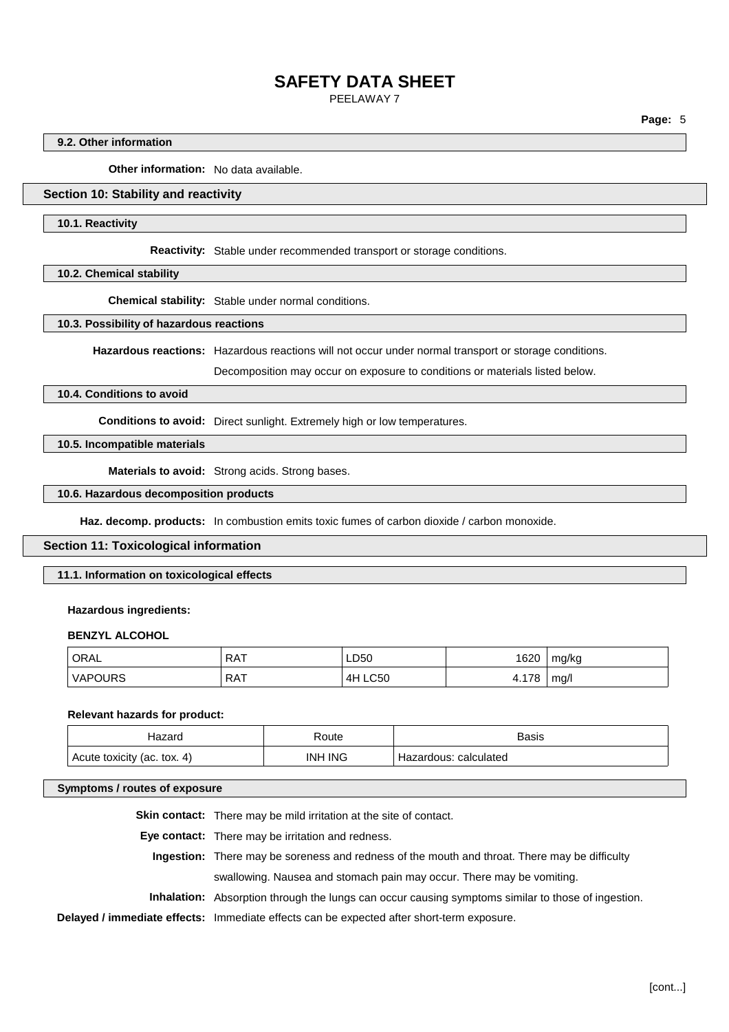#### 9.2. Other information

**Other information:** No data available.

## Section 10: Stability and reactivity

#### 10.1. Reactivity

**Reactivity:** Stable under recommended transport or storage conditions.

#### 10.2. Chemical stability

**Chemical stability:** Stable under normal conditions.

#### 10.3. Possibility of hazardous reactions

**Hazardous reactions:** Hazardous reactions will not occur under normal transport or storage conditions.

Decomposition may occur on exposure to conditions or materials listed below.

#### 10.4. Conditions to avoid

**Conditions to avoid:** Direct sunlight. Extremely high or low temperatures.

#### 10.5. Incompatible materials

**Materials to avoid:** Strong acids. Strong bases.

#### 10.6. Hazardous decomposition products

**Haz. decomp. products:** In combustion emits toxic fumes of carbon dioxide / carbon monoxide.

## Section 11: Toxicological information

#### 11.1. Information on toxicological effects

**Hazardous ingredients:**

**BENZYL ALCOHOL**

| | | | | |
|---|---|---|---|---|
| ORAL | RAT | LD50 | 1620 | mg/kg |
| VAPOURS | RAT | 4H LC50 | 4.178 | mg/l |

**Relevant hazards for product:**

| Hazard | Route | Basis |
|---|---|---|
| Acute toxicity (ac. tox. 4) | INH ING | Hazardous: calculated |

#### Symptoms / routes of exposure

**Skin contact:** There may be mild irritation at the site of contact.

**Eye contact:** There may be irritation and redness.

**Ingestion:** There may be soreness and redness of the mouth and throat. There may be difficulty swallowing. Nausea and stomach pain may occur. There may be vomiting.

**Inhalation:** Absorption through the lungs can occur causing symptoms similar to those of ingestion.

**Delayed / immediate effects:** Immediate effects can be expected after short-term exposure.

[cont...]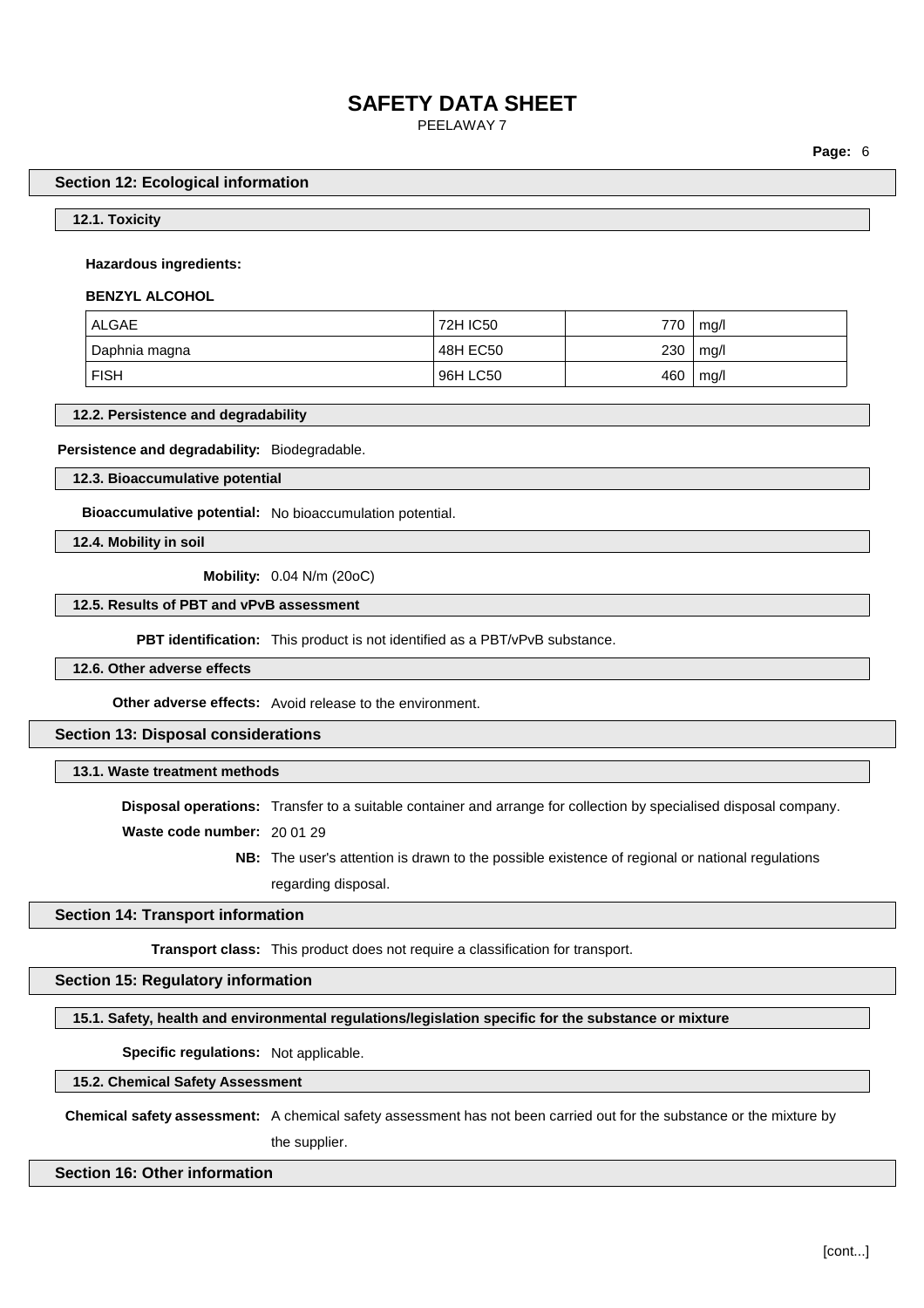## Section 12: Ecological information

### 12.1. Toxicity

**Hazardous ingredients:**

**BENZYL ALCOHOL**

| | | | |
|---|---|---|---|
| ALGAE | 72H IC50 | 770 | mg/l |
| Daphnia magna | 48H EC50 | 230 | mg/l |
| FISH | 96H LC50 | 460 | mg/l |

### 12.2. Persistence and degradability

**Persistence and degradability:** Biodegradable.

### 12.3. Bioaccumulative potential

**Bioaccumulative potential:** No bioaccumulation potential.

### 12.4. Mobility in soil

**Mobility:** 0.04 N/m (20oC)

### 12.5. Results of PBT and vPvB assessment

**PBT identification:** This product is not identified as a PBT/vPvB substance.

### 12.6. Other adverse effects

**Other adverse effects:** Avoid release to the environment.

## Section 13: Disposal considerations

### 13.1. Waste treatment methods

**Disposal operations:** Transfer to a suitable container and arrange for collection by specialised disposal company.

**Waste code number:** 20 01 29

**NB:** The user's attention is drawn to the possible existence of regional or national regulations regarding disposal.

## Section 14: Transport information

**Transport class:** This product does not require a classification for transport.

## Section 15: Regulatory information

### 15.1. Safety, health and environmental regulations/legislation specific for the substance or mixture

**Specific regulations:** Not applicable.

### 15.2. Chemical Safety Assessment

**Chemical safety assessment:** A chemical safety assessment has not been carried out for the substance or the mixture by the supplier.

## Section 16: Other information

[cont...]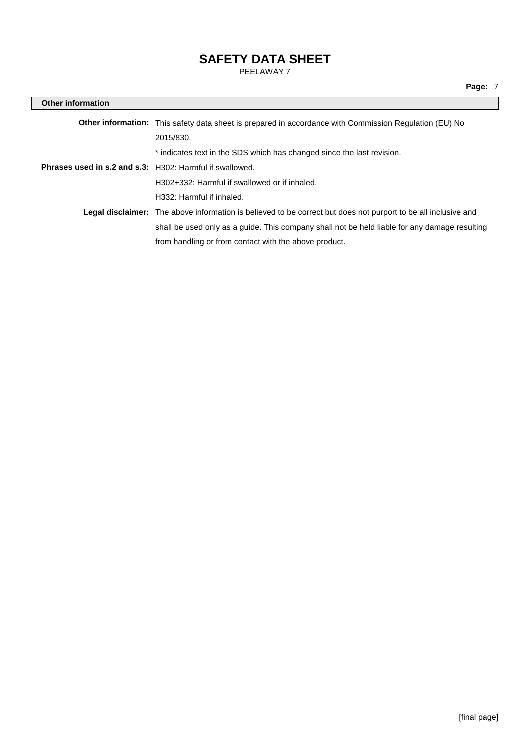## Other information

**Other information:** This safety data sheet is prepared in accordance with Commission Regulation (EU) No 2015/830.

* indicates text in the SDS which has changed since the last revision.

**Phrases used in s.2 and s.3:** H302: Harmful if swallowed.

H302+332: Harmful if swallowed or if inhaled.

H332: Harmful if inhaled.

**Legal disclaimer:** The above information is believed to be correct but does not purport to be all inclusive and shall be used only as a guide. This company shall not be held liable for any damage resulting from handling or from contact with the above product.